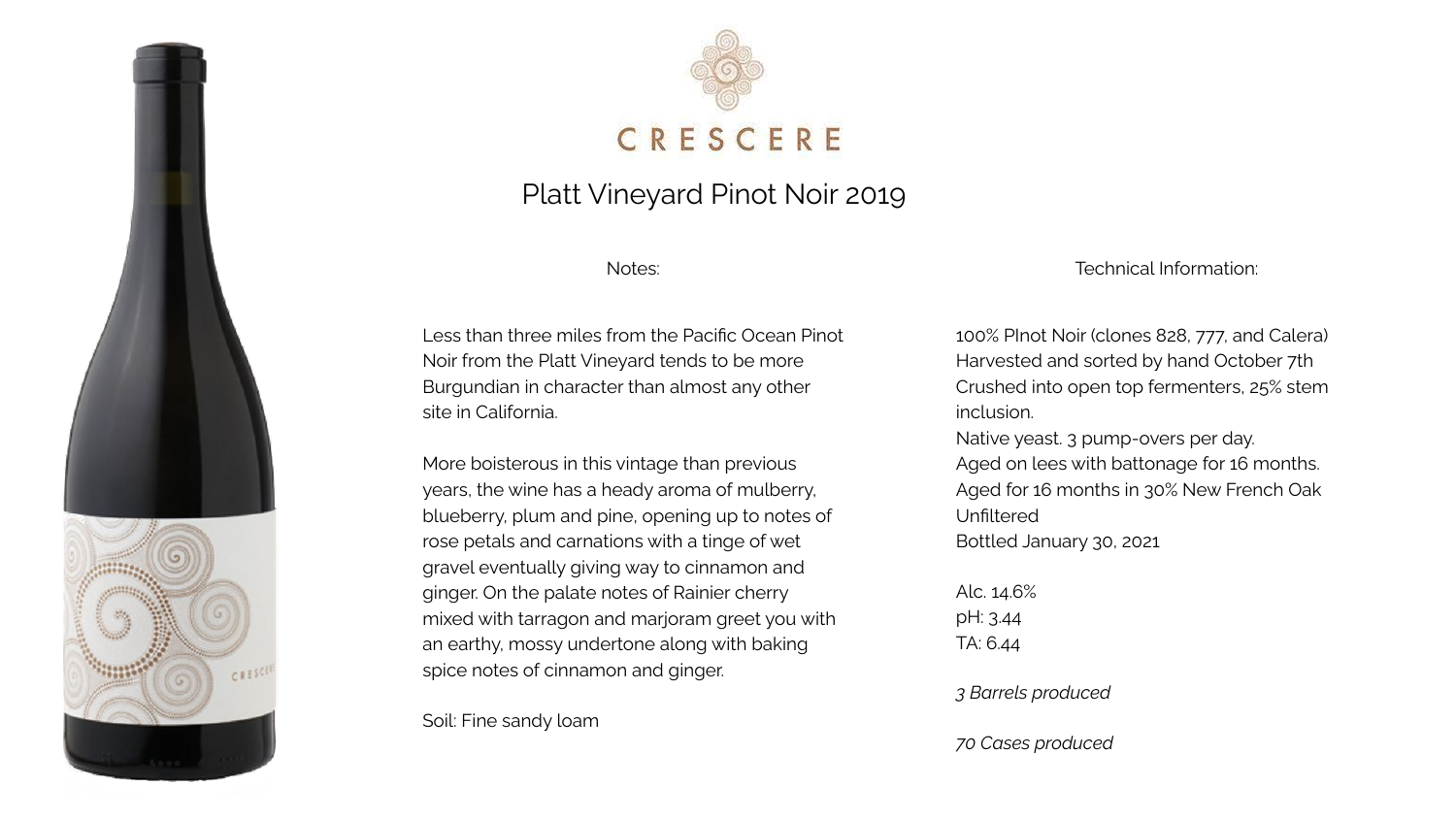# CRESCERE

## Platt Vineyard Pinot Noir 2019

### Notes:

Less than three miles from the Pacific Ocean Pinot Noir from the Platt Vineyard tends to be more Burgundian in character than almost any other site in California.

More boisterous in this vintage than previous years, the wine has a heady aroma of mulberry, blueberry, plum and pine, opening up to notes of rose petals and carnations with a tinge of wet gravel eventually giving way to cinnamon and ginger. On the palate notes of Rainier cherry mixed with tarragon and marjoram greet you with an earthy, mossy undertone along with baking spice notes of cinnamon and ginger.

Soil: Fine sandy loam

### Technical Information:

100% PInot Noir (clones 828, 777, and Calera)
Harvested and sorted by hand October 7th
Crushed into open top fermenters, 25% stem inclusion.
Native yeast. 3 pump-overs per day.
Aged on lees with battonage for 16 months.
Aged for 16 months in 30% New French Oak
Unfiltered
Bottled January 30, 2021

Alc. 14.6%
pH: 3.44
TA: 6.44

*3 Barrels produced*

*70 Cases produced*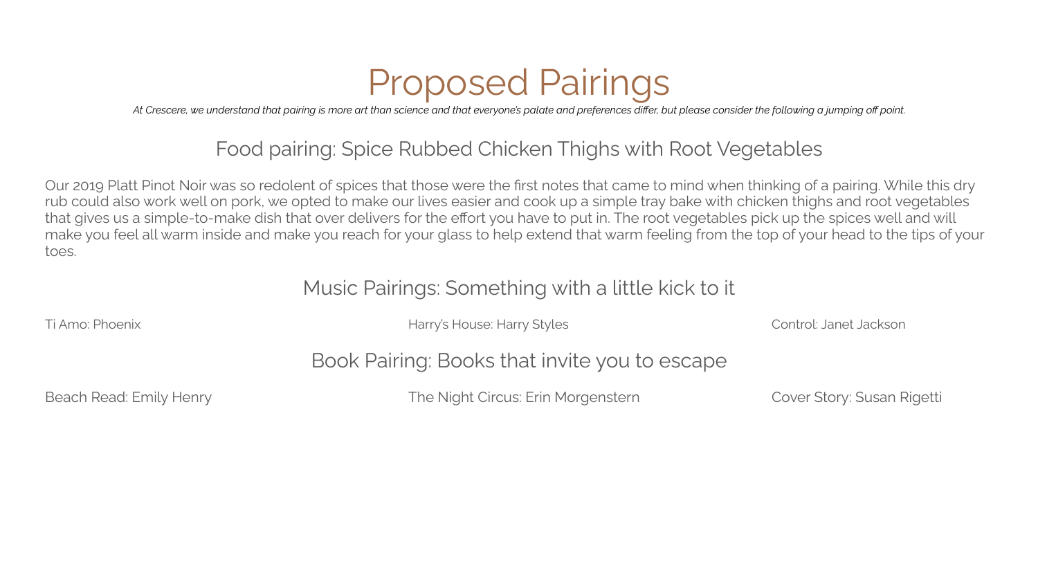# Proposed Pairings

*At Crescere, we understand that pairing is more art than science and that everyone's palate and preferences differ, but please consider the following a jumping off point.*

## Food pairing: Spice Rubbed Chicken Thighs with Root Vegetables

Our 2019 Platt Pinot Noir was so redolent of spices that those were the first notes that came to mind when thinking of a pairing. While this dry rub could also work well on pork, we opted to make our lives easier and cook up a simple tray bake with chicken thighs and root vegetables that gives us a simple-to-make dish that over delivers for the effort you have to put in. The root vegetables pick up the spices well and will make you feel all warm inside and make you reach for your glass to help extend that warm feeling from the top of your head to the tips of your toes.

## Music Pairings: Something with a little kick to it

Ti Amo: Phoenix

Harry's House: Harry Styles

Control: Janet Jackson

## Book Pairing: Books that invite you to escape

Beach Read: Emily Henry

The Night Circus: Erin Morgenstern

Cover Story: Susan Rigetti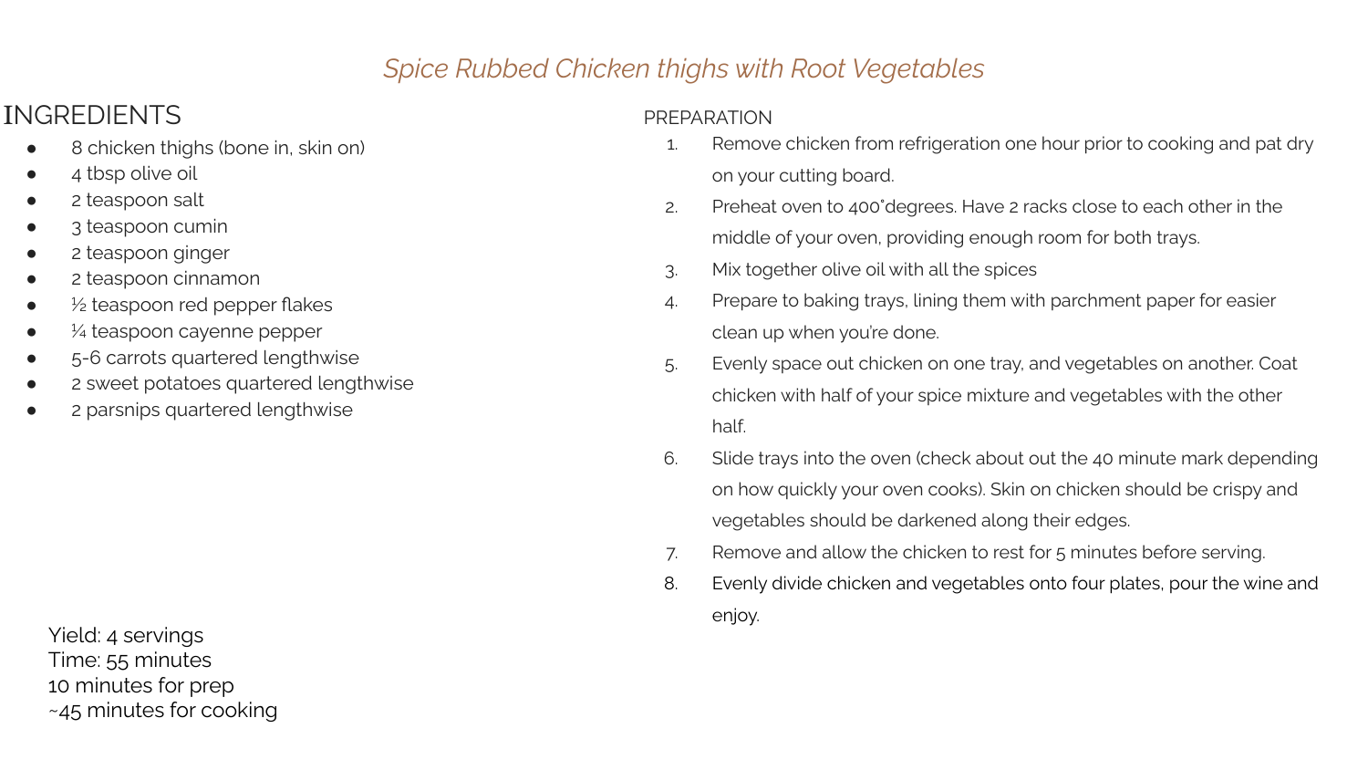# *Spice Rubbed Chicken thighs with Root Vegetables*

## INGREDIENTS

- 8 chicken thighs (bone in, skin on)
- 4 tbsp olive oil
- 2 teaspoon salt
- 3 teaspoon cumin
- 2 teaspoon ginger
- 2 teaspoon cinnamon
- ½ teaspoon red pepper flakes
- ¼ teaspoon cayenne pepper
- 5-6 carrots quartered lengthwise
- 2 sweet potatoes quartered lengthwise
- 2 parsnips quartered lengthwise

Yield: 4 servings
Time: 55 minutes
10 minutes for prep
~45 minutes for cooking

## PREPARATION

1. Remove chicken from refrigeration one hour prior to cooking and pat dry on your cutting board.
2. Preheat oven to 400˚degrees. Have 2 racks close to each other in the middle of your oven, providing enough room for both trays.
3. Mix together olive oil with all the spices
4. Prepare to baking trays, lining them with parchment paper for easier clean up when you're done.
5. Evenly space out chicken on one tray, and vegetables on another. Coat chicken with half of your spice mixture and vegetables with the other half.
6. Slide trays into the oven (check about out the 40 minute mark depending on how quickly your oven cooks). Skin on chicken should be crispy and vegetables should be darkened along their edges.
7. Remove and allow the chicken to rest for 5 minutes before serving.
8. Evenly divide chicken and vegetables onto four plates, pour the wine and enjoy.